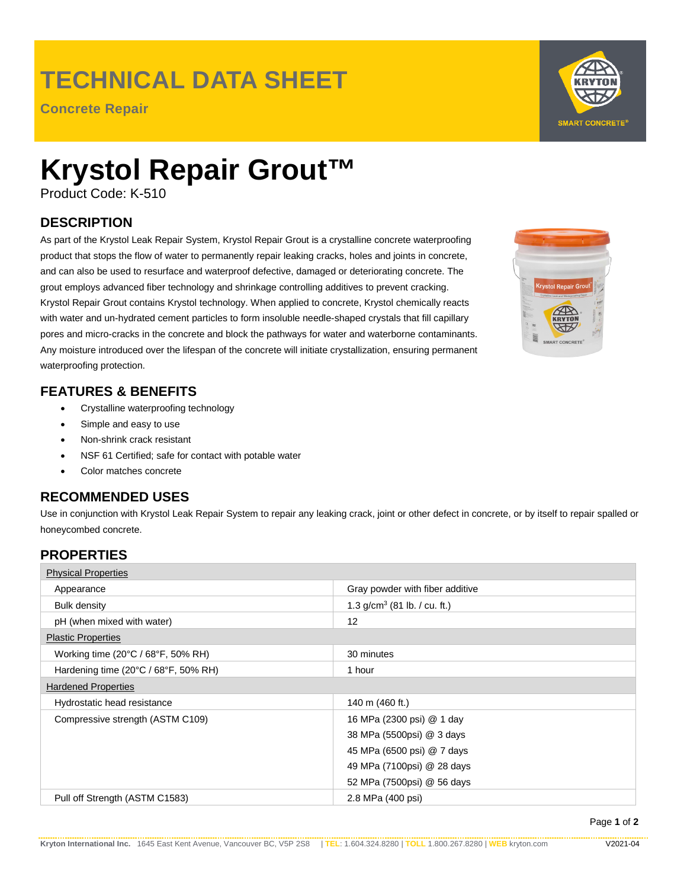# TECHNICAL DATA SHEET

**Concrete Repair**

# Krystol Repair Grout™

Product Code: K-510

## DESCRIPTION

As part of the Krystol Leak Repair System, Krystol Repair Grout is a crystalline concrete waterproofing product that stops the flow of water to permanently repair leaking cracks, holes and joints in concrete, and can also be used to resurface and waterproof defective, damaged or deteriorating concrete. The grout employs advanced fiber technology and shrinkage controlling additives to prevent cracking. Krystol Repair Grout contains Krystol technology. When applied to concrete, Krystol chemically reacts with water and un-hydrated cement particles to form insoluble needle-shaped crystals that fill capillary pores and micro-cracks in the concrete and block the pathways for water and waterborne contaminants. Any moisture introduced over the lifespan of the concrete will initiate crystallization, ensuring permanent waterproofing protection.

## FEATURES & BENEFITS

- Crystalline waterproofing technology
- Simple and easy to use
- Non-shrink crack resistant
- NSF 61 Certified; safe for contact with potable water
- Color matches concrete

## RECOMMENDED USES

Use in conjunction with Krystol Leak Repair System to repair any leaking crack, joint or other defect in concrete, or by itself to repair spalled or honeycombed concrete.

## PROPERTIES

| Physical Properties | |
|---|---|
| Appearance | Gray powder with fiber additive |
| Bulk density | 1.3 g/cm³ (81 lb. / cu. ft.) |
| pH (when mixed with water) | 12 |
| **Plastic Properties** | |
| Working time (20°C / 68°F, 50% RH) | 30 minutes |
| Hardening time (20°C / 68°F, 50% RH) | 1 hour |
| **Hardened Properties** | |
| Hydrostatic head resistance | 140 m (460 ft.) |
| Compressive strength (ASTM C109) | 16 MPa (2300 psi) @ 1 day<br>38 MPa (5500psi) @ 3 days<br>45 MPa (6500 psi) @ 7 days<br>49 MPa (7100psi) @ 28 days<br>52 MPa (7500psi) @ 56 days |
| Pull off Strength (ASTM C1583) | 2.8 MPa (400 psi) |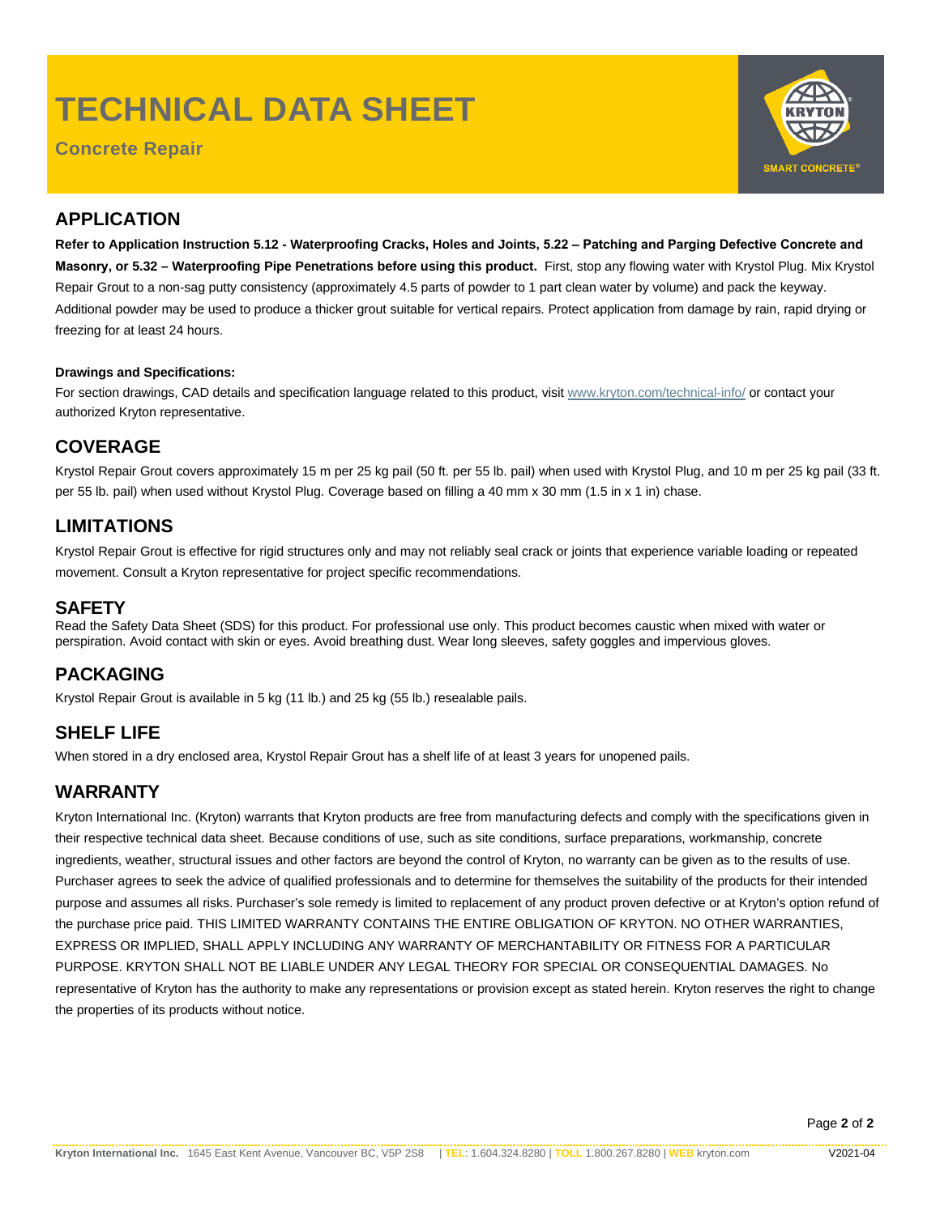# TECHNICAL DATA SHEET

**Concrete Repair**

## APPLICATION

**Refer to Application Instruction 5.12 - Waterproofing Cracks, Holes and Joints, 5.22 – Patching and Parging Defective Concrete and Masonry, or 5.32 – Waterproofing Pipe Penetrations before using this product.** First, stop any flowing water with Krystol Plug. Mix Krystol Repair Grout to a non-sag putty consistency (approximately 4.5 parts of powder to 1 part clean water by volume) and pack the keyway. Additional powder may be used to produce a thicker grout suitable for vertical repairs. Protect application from damage by rain, rapid drying or freezing for at least 24 hours.

**Drawings and Specifications:**

For section drawings, CAD details and specification language related to this product, visit www.kryton.com/technical-info/ or contact your authorized Kryton representative.

## COVERAGE

Krystol Repair Grout covers approximately 15 m per 25 kg pail (50 ft. per 55 lb. pail) when used with Krystol Plug, and 10 m per 25 kg pail (33 ft. per 55 lb. pail) when used without Krystol Plug. Coverage based on filling a 40 mm x 30 mm (1.5 in x 1 in) chase.

## LIMITATIONS

Krystol Repair Grout is effective for rigid structures only and may not reliably seal crack or joints that experience variable loading or repeated movement. Consult a Kryton representative for project specific recommendations.

## SAFETY

Read the Safety Data Sheet (SDS) for this product. For professional use only. This product becomes caustic when mixed with water or perspiration. Avoid contact with skin or eyes. Avoid breathing dust. Wear long sleeves, safety goggles and impervious gloves.

## PACKAGING

Krystol Repair Grout is available in 5 kg (11 lb.) and 25 kg (55 lb.) resealable pails.

## SHELF LIFE

When stored in a dry enclosed area, Krystol Repair Grout has a shelf life of at least 3 years for unopened pails.

## WARRANTY

Kryton International Inc. (Kryton) warrants that Kryton products are free from manufacturing defects and comply with the specifications given in their respective technical data sheet. Because conditions of use, such as site conditions, surface preparations, workmanship, concrete ingredients, weather, structural issues and other factors are beyond the control of Kryton, no warranty can be given as to the results of use. Purchaser agrees to seek the advice of qualified professionals and to determine for themselves the suitability of the products for their intended purpose and assumes all risks. Purchaser's sole remedy is limited to replacement of any product proven defective or at Kryton's option refund of the purchase price paid. THIS LIMITED WARRANTY CONTAINS THE ENTIRE OBLIGATION OF KRYTON. NO OTHER WARRANTIES, EXPRESS OR IMPLIED, SHALL APPLY INCLUDING ANY WARRANTY OF MERCHANTABILITY OR FITNESS FOR A PARTICULAR PURPOSE. KRYTON SHALL NOT BE LIABLE UNDER ANY LEGAL THEORY FOR SPECIAL OR CONSEQUENTIAL DAMAGES. No representative of Kryton has the authority to make any representations or provision except as stated herein. Kryton reserves the right to change the properties of its products without notice.